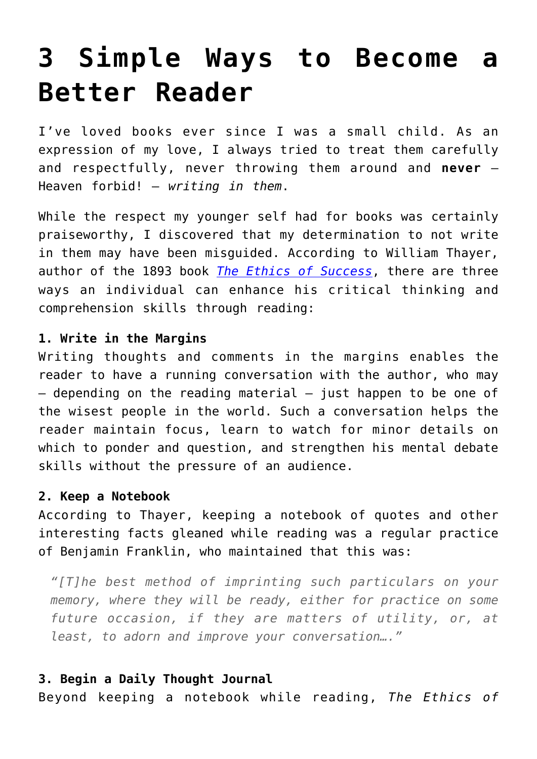# 3 Simple Ways to Become a Better Reader

I've loved books ever since I was a small child. As an expression of my love, I always tried to treat them carefully and respectfully, never throwing them around and **never** – Heaven forbid! – *writing in them*.

While the respect my younger self had for books was certainly praiseworthy, I discovered that my determination to not write in them may have been misguided. According to William Thayer, author of the 1893 book *The Ethics of Success*, there are three ways an individual can enhance his critical thinking and comprehension skills through reading:

**1. Write in the Margins**
Writing thoughts and comments in the margins enables the reader to have a running conversation with the author, who may – depending on the reading material – just happen to be one of the wisest people in the world. Such a conversation helps the reader maintain focus, learn to watch for minor details on which to ponder and question, and strengthen his mental debate skills without the pressure of an audience.

**2. Keep a Notebook**
According to Thayer, keeping a notebook of quotes and other interesting facts gleaned while reading was a regular practice of Benjamin Franklin, who maintained that this was:

> *"[T]he best method of imprinting such particulars on your memory, where they will be ready, either for practice on some future occasion, if they are matters of utility, or, at least, to adorn and improve your conversation…."*

**3. Begin a Daily Thought Journal**
Beyond keeping a notebook while reading, *The Ethics of*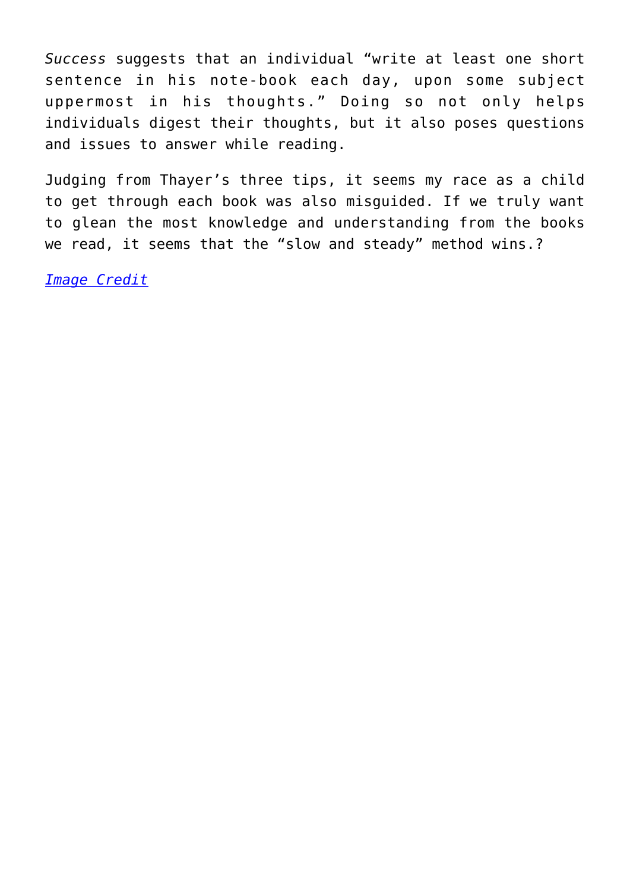*Success* suggests that an individual "write at least one short sentence in his note-book each day, upon some subject uppermost in his thoughts." Doing so not only helps individuals digest their thoughts, but it also poses questions and issues to answer while reading.

Judging from Thayer's three tips, it seems my race as a child to get through each book was also misguided. If we truly want to glean the most knowledge and understanding from the books we read, it seems that the "slow and steady" method wins.?

*Image Credit*